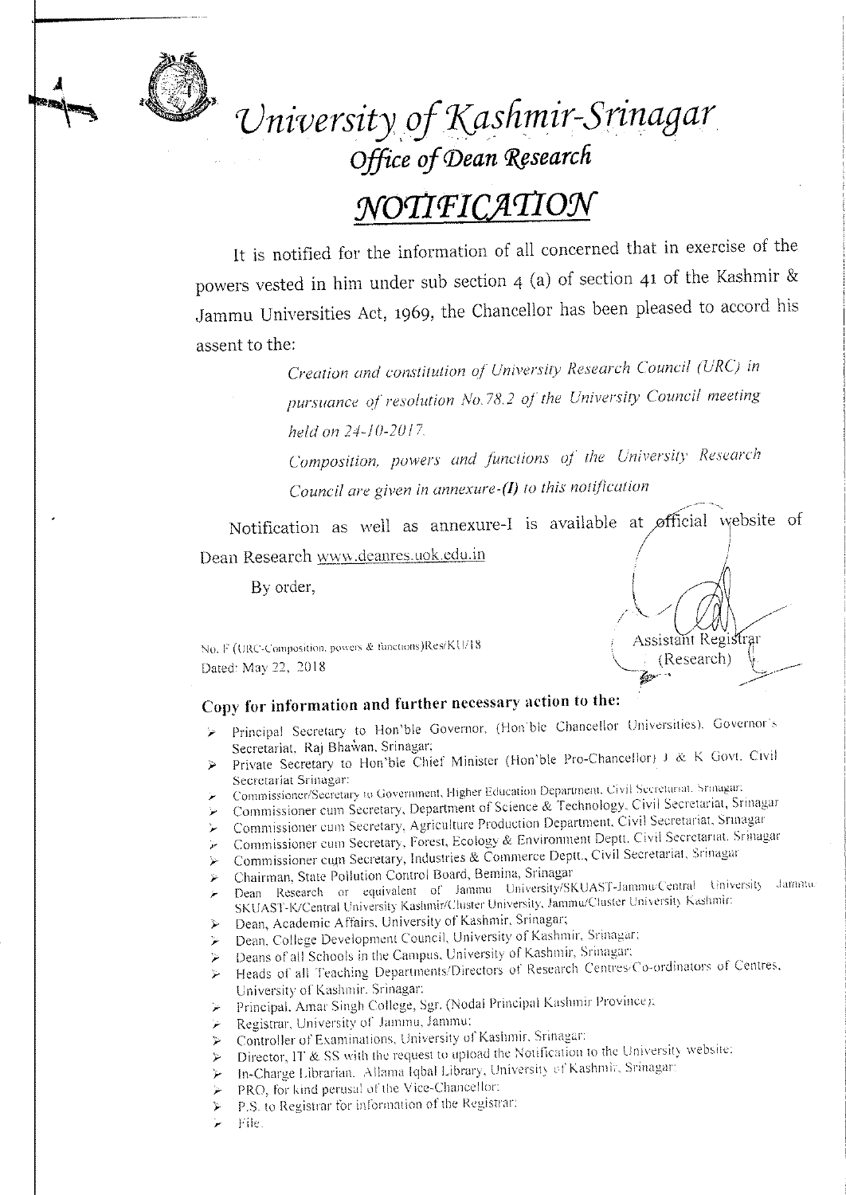# University of Kashmir-Srinagar

## Office of Dean Research

## NOTIFICATION

It is notified for the information of all concerned that in exercise of the powers vested in him under sub section 4 (a) of section 41 of the Kashmir & Jammu Universities Act, 1969, the Chancellor has been pleased to accord his assent to the:

*Creation and constitution of University Research Council (URC) in pursuance of resolution No.78.2 of the University Council meeting held on 24-10-2017.*

*Composition, powers and functions of the University Research Council are given in annexure-(I) to this notification*

Notification as well as annexure-I is available at official website of Dean Research www.deanres.uok.edu.in

By order,

Assistant Registrar
(Research)

No. F (URC-Composition, powers & functions)Res/KU/18
Dated: May 22, 2018

**Copy for information and further necessary action to the:**

- Principal Secretary to Hon'ble Governor, (Hon'ble Chancellor Universities), Governor's Secretariat, Raj Bhawan, Srinagar;
- Private Secretary to Hon'ble Chief Minister (Hon'ble Pro-Chancellor) J & K Govt. Civil Secretariat Srinagar;
- Commissioner/Secretary to Government, Higher Education Department, Civil Secretariat, Srinagar;
- Commissioner cum Secretary, Department of Science & Technology, Civil Secretariat, Srinagar
- Commissioner cum Secretary, Agriculture Production Department, Civil Secretariat, Srinagar
- Commissioner cum Secretary, Forest, Ecology & Environment Deptt. Civil Secretariat, Srinagar
- Commissioner cum Secretary, Industries & Commerce Deptt., Civil Secretariat, Srinagar
- Chairman, State Pollution Control Board, Bemina, Srinagar
- Dean Research or equivalent of Jammu University/SKUAST-Jammu/Central University Jammu/SKUAST-K/Central University Kashmir/Cluster University, Jammu/Cluster University Kashmir;
- Dean, Academic Affairs, University of Kashmir, Srinagar;
- Dean, College Development Council, University of Kashmir, Srinagar;
- Deans of all Schools in the Campus, University of Kashmir, Srinagar;
- Heads of all Teaching Departments/Directors of Research Centres/Co-ordinators of Centres, University of Kashmir, Srinagar;
- Principal, Amar Singh College, Sgr. (Nodal Principal Kashmir Province);
- Registrar, University of Jammu, Jammu;
- Controller of Examinations, University of Kashmir, Srinagar;
- Director, IT & SS with the request to upload the Notification to the University website;
- In-Charge Librarian, Allama Iqbal Library, University of Kashmir, Srinagar;
- PRO, for kind perusal of the Vice-Chancellor;
- P.S. to Registrar for information of the Registrar;
- File.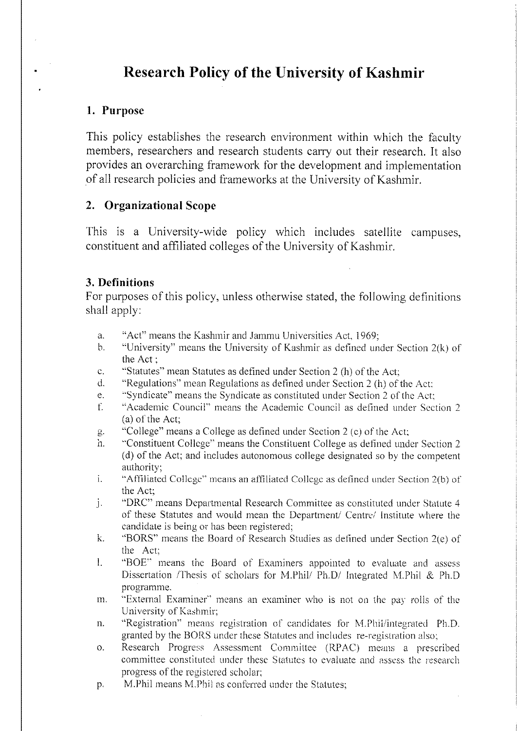# Research Policy of the University of Kashmir

## 1. Purpose

This policy establishes the research environment within which the faculty members, researchers and research students carry out their research. It also provides an overarching framework for the development and implementation of all research policies and frameworks at the University of Kashmir.

## 2. Organizational Scope

This is a University-wide policy which includes satellite campuses, constituent and affiliated colleges of the University of Kashmir.

## 3. Definitions

For purposes of this policy, unless otherwise stated, the following definitions shall apply:

a. "Act" means the Kashmir and Jammu Universities Act, 1969;
b. "University" means the University of Kashmir as defined under Section 2(k) of the Act ;
c. "Statutes" mean Statutes as defined under Section 2 (h) of the Act;
d. "Regulations" mean Regulations as defined under Section 2 (h) of the Act;
e. "Syndicate" means the Syndicate as constituted under Section 2 of the Act;
f. "Academic Council" means the Academic Council as defined under Section 2 (a) of the Act;
g. "College" means a College as defined under Section 2 (c) of the Act;
h. "Constituent College" means the Constituent College as defined under Section 2 (d) of the Act; and includes autonomous college designated so by the competent authority;
i. "Affiliated College" means an affiliated College as defined under Section 2(b) of the Act;
j. "DRC" means Departmental Research Committee as constituted under Statute 4 of these Statutes and would mean the Department/ Centre/ Institute where the candidate is being or has been registered;
k. "BORS" means the Board of Research Studies as defined under Section 2(e) of the Act;
l. "BOE" means the Board of Examiners appointed to evaluate and assess Dissertation /Thesis of scholars for M.Phil/ Ph.D/ Integrated M.Phil & Ph.D programme.
m. "External Examiner" means an examiner who is not on the pay rolls of the University of Kashmir;
n. "Registration" means registration of candidates for M.Phil/integrated Ph.D. granted by the BORS under these Statutes and includes re-registration also;
o. Research Progress Assessment Committee (RPAC) means a prescribed committee constituted under these Statutes to evaluate and assess the research progress of the registered scholar;
p. M.Phil means M.Phil as conferred under the Statutes;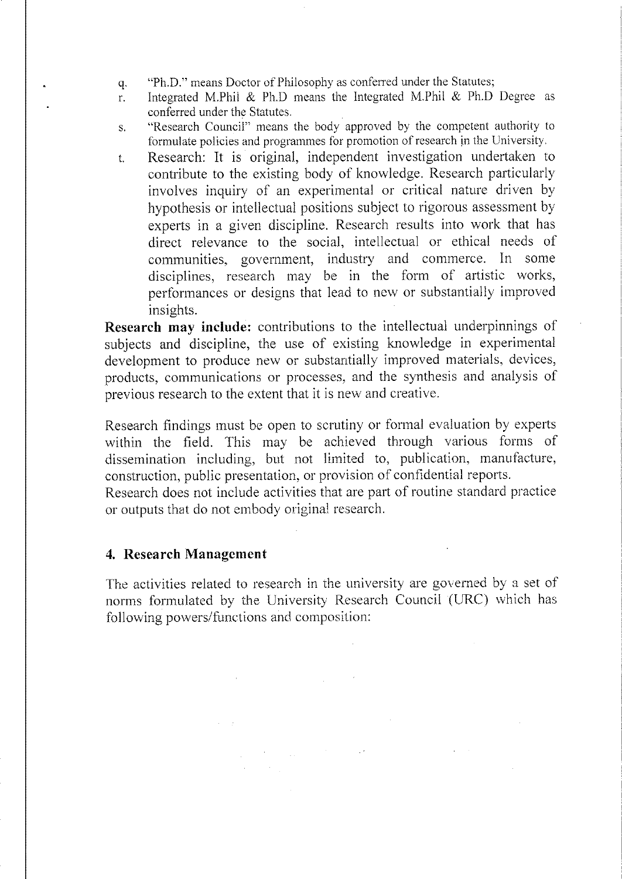q. "Ph.D." means Doctor of Philosophy as conferred under the Statutes;

r. Integrated M.Phil & Ph.D means the Integrated M.Phil & Ph.D Degree as conferred under the Statutes.

s. "Research Council" means the body approved by the competent authority to formulate policies and programmes for promotion of research in the University.

t. Research: It is original, independent investigation undertaken to contribute to the existing body of knowledge. Research particularly involves inquiry of an experimental or critical nature driven by hypothesis or intellectual positions subject to rigorous assessment by experts in a given discipline. Research results into work that has direct relevance to the social, intellectual or ethical needs of communities, government, industry and commerce. In some disciplines, research may be in the form of artistic works, performances or designs that lead to new or substantially improved insights.

**Research may include:** contributions to the intellectual underpinnings of subjects and discipline, the use of existing knowledge in experimental development to produce new or substantially improved materials, devices, products, communications or processes, and the synthesis and analysis of previous research to the extent that it is new and creative.

Research findings must be open to scrutiny or formal evaluation by experts within the field. This may be achieved through various forms of dissemination including, but not limited to, publication, manufacture, construction, public presentation, or provision of confidential reports.
Research does not include activities that are part of routine standard practice or outputs that do not embody original research.

## 4. Research Management

The activities related to research in the university are governed by a set of norms formulated by the University Research Council (URC) which has following powers/functions and composition: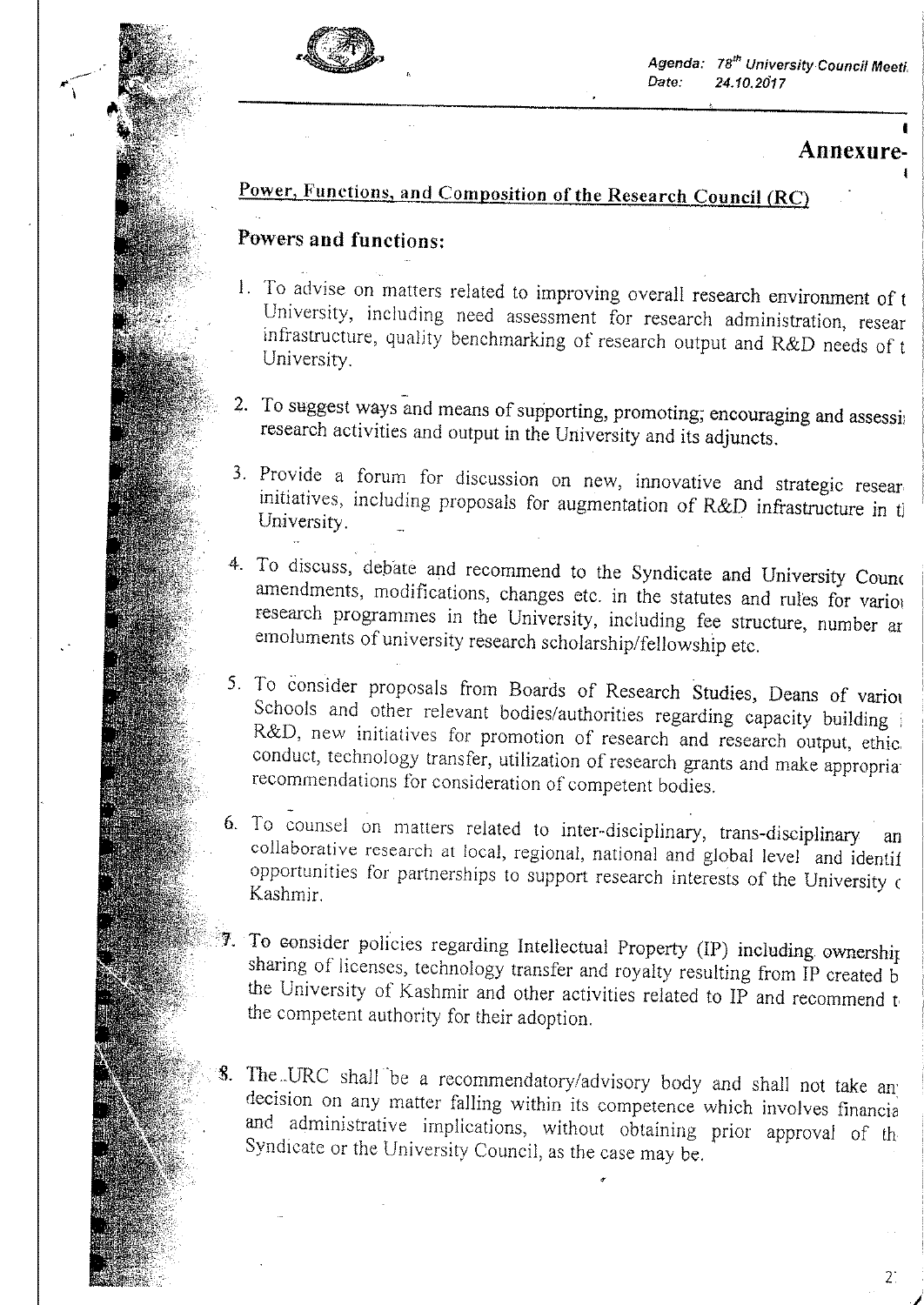## Annexure-

## Power, Functions, and Composition of the Research Council (RC)

### Powers and functions:

1. To advise on matters related to improving overall research environment of t University, including need assessment for research administration, resear infrastructure, quality benchmarking of research output and R&D needs of t University.

2. To suggest ways and means of supporting, promoting, encouraging and assessi research activities and output in the University and its adjuncts.

3. Provide a forum for discussion on new, innovative and strategic resear initiatives, including proposals for augmentation of R&D infrastructure in t University.

4. To discuss, debate and recommend to the Syndicate and University Counc amendments, modifications, changes etc. in the statutes and rules for vario research programmes in the University, including fee structure, number ar emoluments of university research scholarship/fellowship etc.

5. To consider proposals from Boards of Research Studies, Deans of vario Schools and other relevant bodies/authorities regarding capacity building R&D, new initiatives for promotion of research and research output, ethic conduct, technology transfer, utilization of research grants and make appropria recommendations for consideration of competent bodies.

6. To counsel on matters related to inter-disciplinary, trans-disciplinary an collaborative research at local, regional, national and global level and identif opportunities for partnerships to support research interests of the University c Kashmir.

7. To consider policies regarding Intellectual Property (IP) including ownershi sharing of licenses, technology transfer and royalty resulting from IP created b the University of Kashmir and other activities related to IP and recommend t the competent authority for their adoption.

8. The URC shall be a recommendatory/advisory body and shall not take an decision on any matter falling within its competence which involves financia and administrative implications, without obtaining prior approval of th Syndicate or the University Council, as the case may be.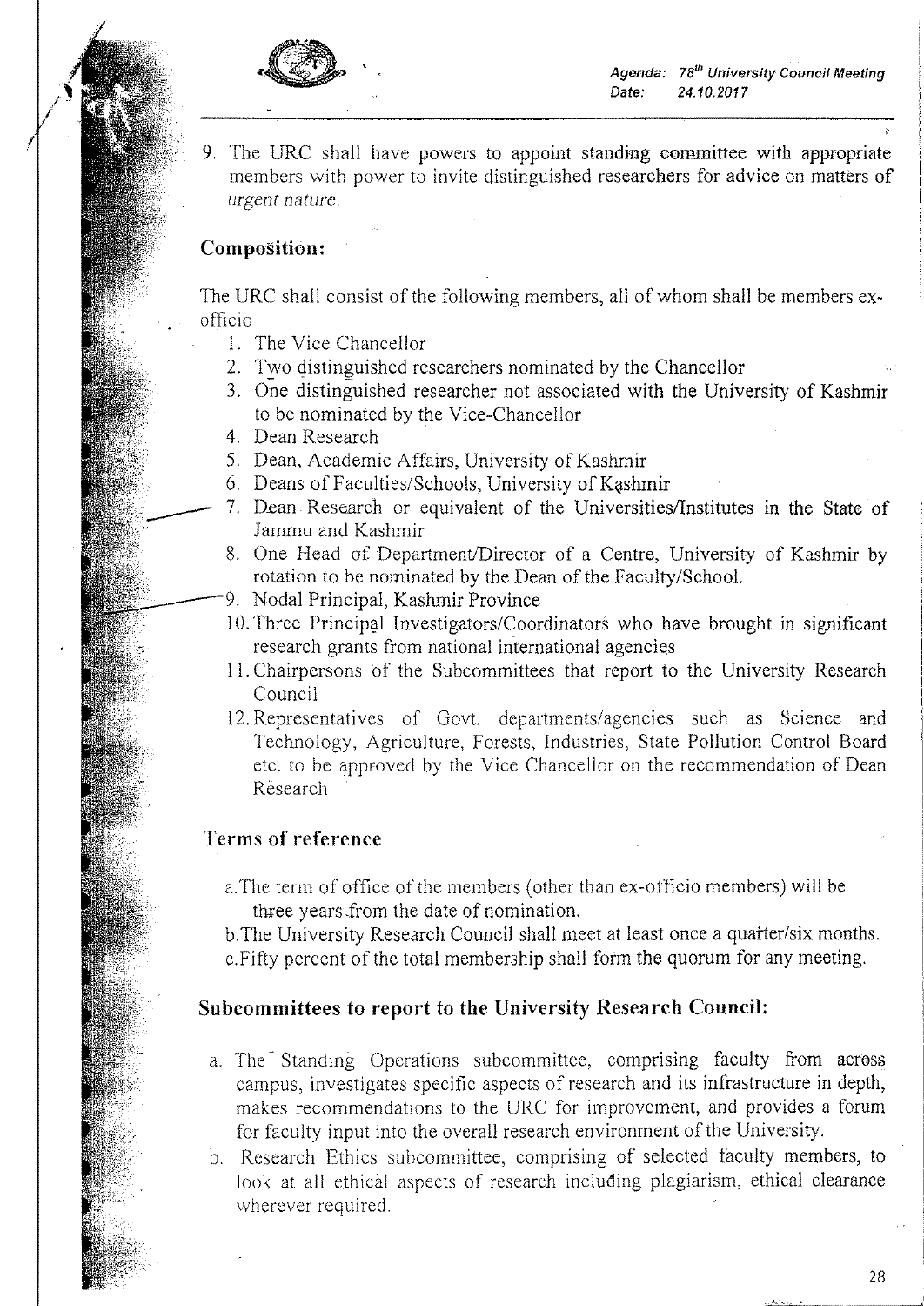9. The URC shall have powers to appoint standing committee with appropriate members with power to invite distinguished researchers for advice on matters of *urgent nature.*

## Composition:

The URC shall consist of the following members, all of whom shall be members ex-officio

1. The Vice Chancellor
2. Two distinguished researchers nominated by the Chancellor
3. One distinguished researcher not associated with the University of Kashmir to be nominated by the Vice-Chancellor
4. Dean Research
5. Dean, Academic Affairs, University of Kashmir
6. Deans of Faculties/Schools, University of Kashmir
7. Dean Research or equivalent of the Universities/Institutes in the State of Jammu and Kashmir
8. One Head of Department/Director of a Centre, University of Kashmir by rotation to be nominated by the Dean of the Faculty/School.
9. Nodal Principal, Kashmir Province
10. Three Principal Investigators/Coordinators who have brought in significant research grants from national international agencies
11. Chairpersons of the Subcommittees that report to the University Research Council
12. Representatives of Govt. departments/agencies such as Science and Technology, Agriculture, Forests, Industries, State Pollution Control Board etc. to be approved by the Vice Chancellor on the recommendation of Dean Research.

## Terms of reference

a. The term of office of the members (other than ex-officio members) will be three years from the date of nomination.

b. The University Research Council shall meet at least once a quarter/six months.

c. Fifty percent of the total membership shall form the quorum for any meeting.

## Subcommittees to report to the University Research Council:

a. The Standing Operations subcommittee, comprising faculty from across campus, investigates specific aspects of research and its infrastructure in depth, makes recommendations to the URC for improvement, and provides a forum for faculty input into the overall research environment of the University.

b. Research Ethics subcommittee, comprising of selected faculty members, to look at all ethical aspects of research including plagiarism, ethical clearance wherever required.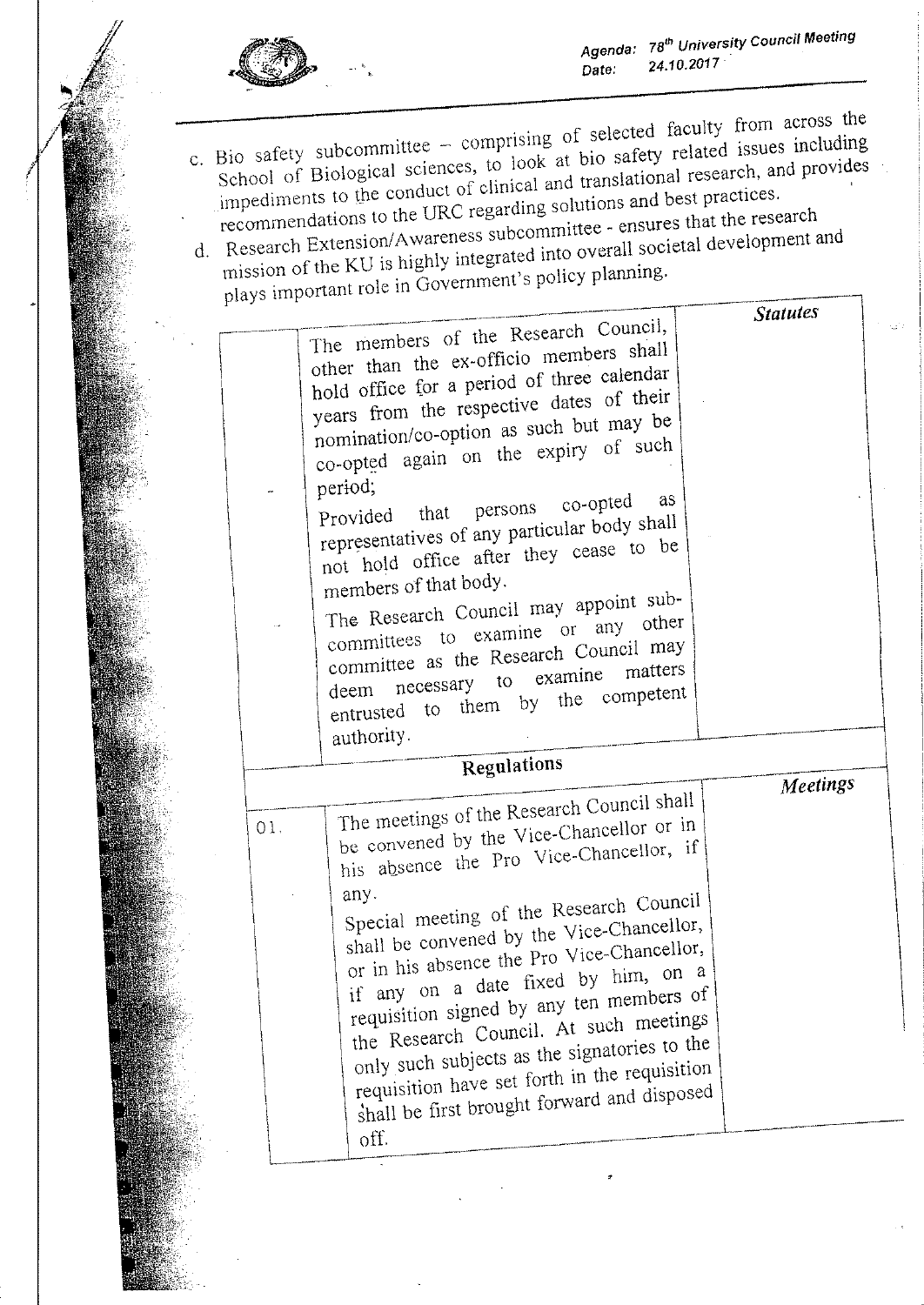c. Bio safety subcommittee – comprising of selected faculty from across the School of Biological sciences, to look at bio safety related issues including impediments to the conduct of clinical and translational research, and provides recommendations to the URC regarding solutions and best practices.

d. Research Extension/Awareness subcommittee - ensures that the research mission of the KU is highly integrated into overall societal development and plays important role in Government's policy planning.

| | | |
|---|---|---|
| - | The members of the Research Council, other than the ex-officio members shall hold office for a period of three calendar years from the respective dates of their nomination/co-option as such but may be co-opted again on the expiry of such period;<br>Provided that persons co-opted as representatives of any particular body shall not hold office after they cease to be members of that body. | ***Statutes*** |
| - | The Research Council may appoint sub-committees to examine or any other committee as the Research Council may deem necessary to examine matters entrusted to them by the competent authority. | |
| | **Regulations** | |
| 01. | The meetings of the Research Council shall be convened by the Vice-Chancellor or in his absence the Pro Vice-Chancellor, if any.<br>Special meeting of the Research Council shall be convened by the Vice-Chancellor, or in his absence the Pro Vice-Chancellor, if any on a date fixed by him, on a requisition signed by any ten members of the Research Council. At such meetings only such subjects as the signatories to the requisition have set forth in the requisition shall be first brought forward and disposed off. | ***Meetings*** |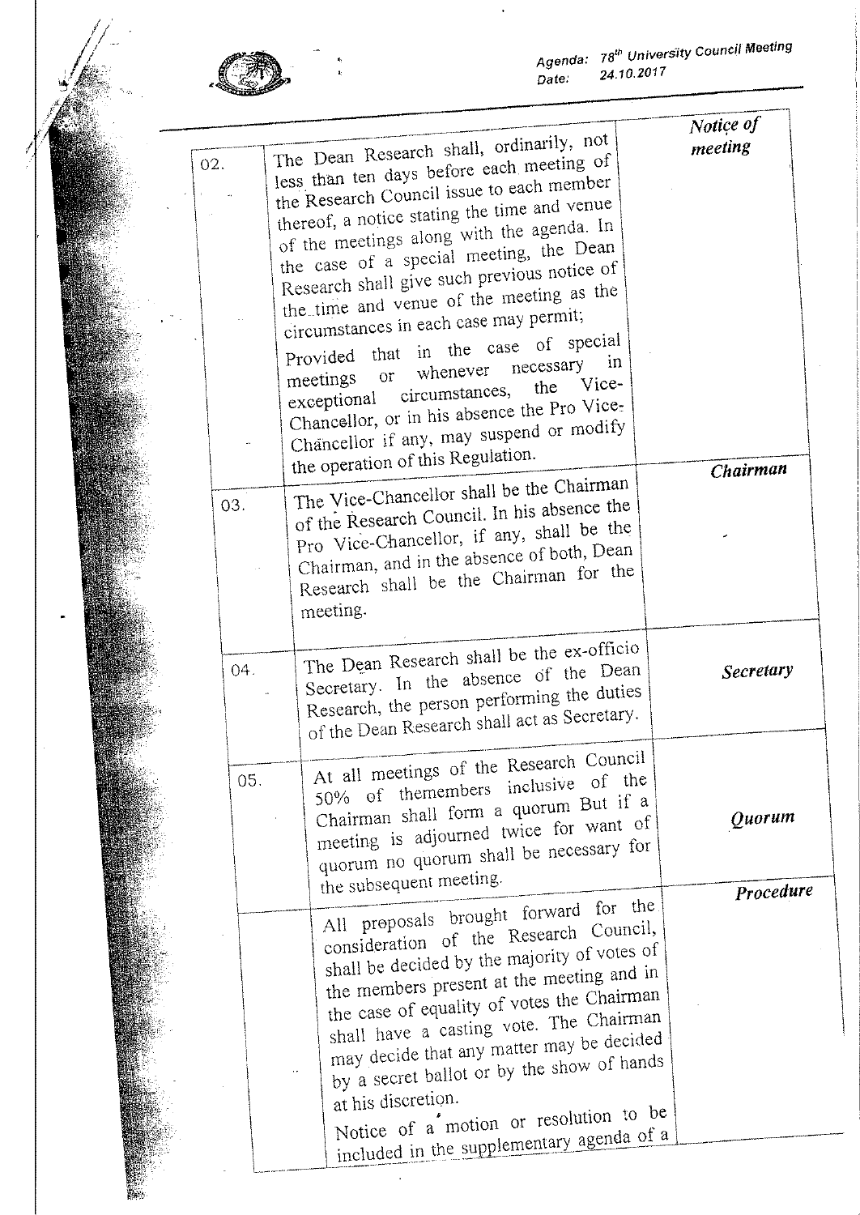| | | |
|---|---|---|
| 02. | The Dean Research shall, ordinarily, not less than ten days before each meeting of the Research Council issue to each member thereof, a notice stating the time and venue of the meetings along with the agenda. In the case of a special meeting, the Dean Research shall give such previous notice of the time and venue of the meeting as the circumstances in each case may permit;<br>Provided that in the case of special meetings or whenever necessary in exceptional circumstances, the Vice-Chancellor, or in his absence the Pro Vice-Chancellor if any, may suspend or modify the operation of this Regulation. | ***Notice of meeting*** |
| 03. | The Vice-Chancellor shall be the Chairman of the Research Council. In his absence the Pro Vice-Chancellor, if any, shall be the Chairman, and in the absence of both, Dean Research shall be the Chairman for the meeting. | ***Chairman*** |
| 04. | The Dean Research shall be the ex-officio Secretary. In the absence of the Dean Research, the person performing the duties of the Dean Research shall act as Secretary. | ***Secretary*** |
| 05. | At all meetings of the Research Council 50% of themembers inclusive of the Chairman shall form a quorum But if a meeting is adjourned twice for want of quorum no quorum shall be necessary for the subsequent meeting. | ***Quorum*** |
| | All proposals brought forward for the consideration of the Research Council, shall be decided by the majority of votes of the members present at the meeting and in the case of equality of votes the Chairman shall have a casting vote. The Chairman may decide that any matter may be decided by a secret ballot or by the show of hands at his discretion.<br>Notice of a motion or resolution to be included in the supplementary agenda of a | ***Procedure*** |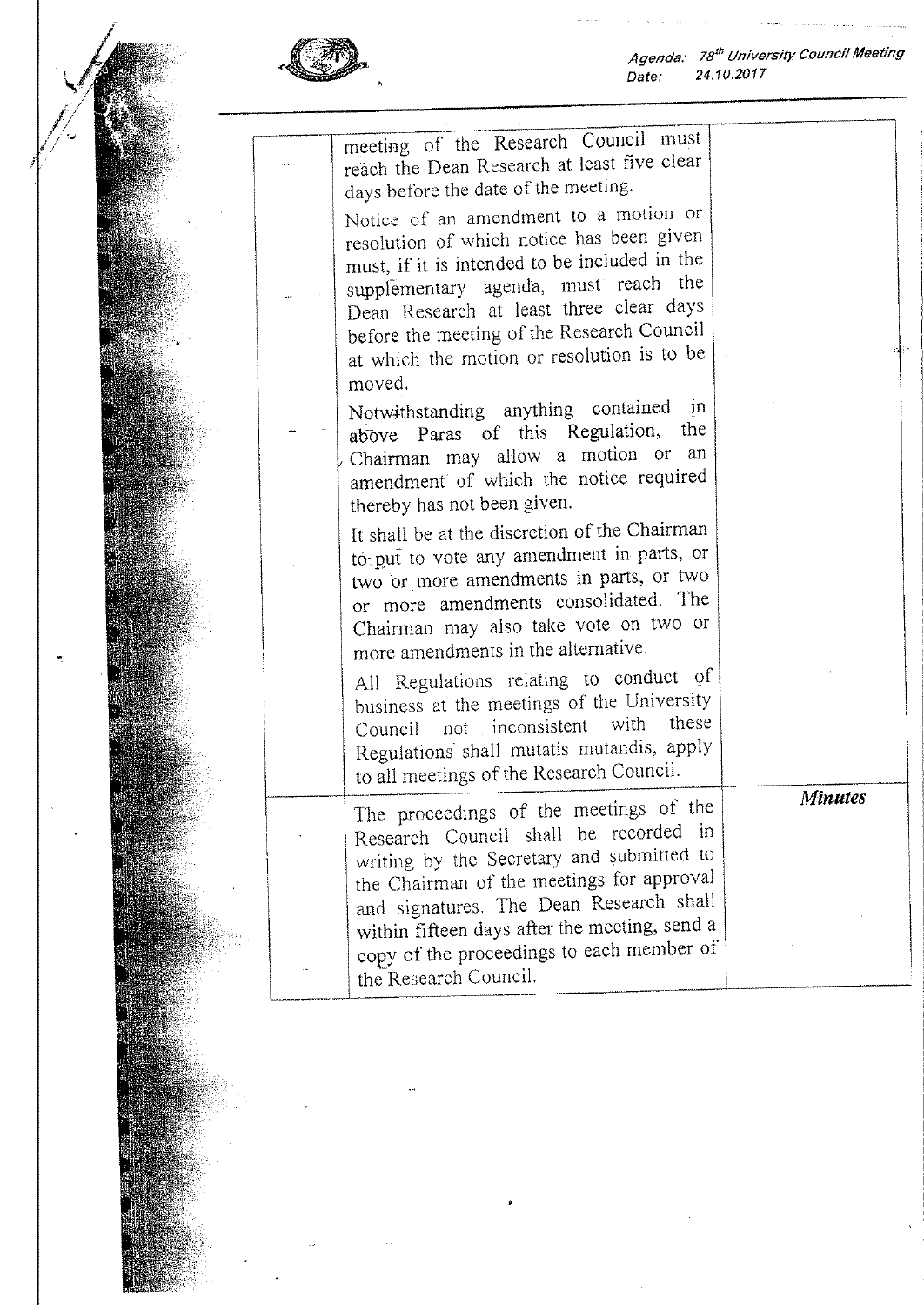| | | |
|---|---|---|
| | meeting of the Research Council must reach the Dean Research at least five clear days before the date of the meeting. | |
| | Notice of an amendment to a motion or resolution of which notice has been given must, if it is intended to be included in the supplementary agenda, must reach the Dean Research at least three clear days before the meeting of the Research Council at which the motion or resolution is to be moved. | |
| | Notwithstanding anything contained in above Paras of this Regulation, the Chairman may allow a motion or an amendment of which the notice required thereby has not been given. | |
| | It shall be at the discretion of the Chairman to put to vote any amendment in parts, or two or more amendments in parts, or two or more amendments consolidated. The Chairman may also take vote on two or more amendments in the alternative. | |
| | All Regulations relating to conduct of business at the meetings of the University Council not inconsistent with these Regulations shall mutatis mutandis, apply to all meetings of the Research Council. | |
| | The proceedings of the meetings of the Research Council shall be recorded in writing by the Secretary and submitted to the Chairman of the meetings for approval and signatures. The Dean Research shall within fifteen days after the meeting, send a copy of the proceedings to each member of the Research Council. | ***Minutes*** |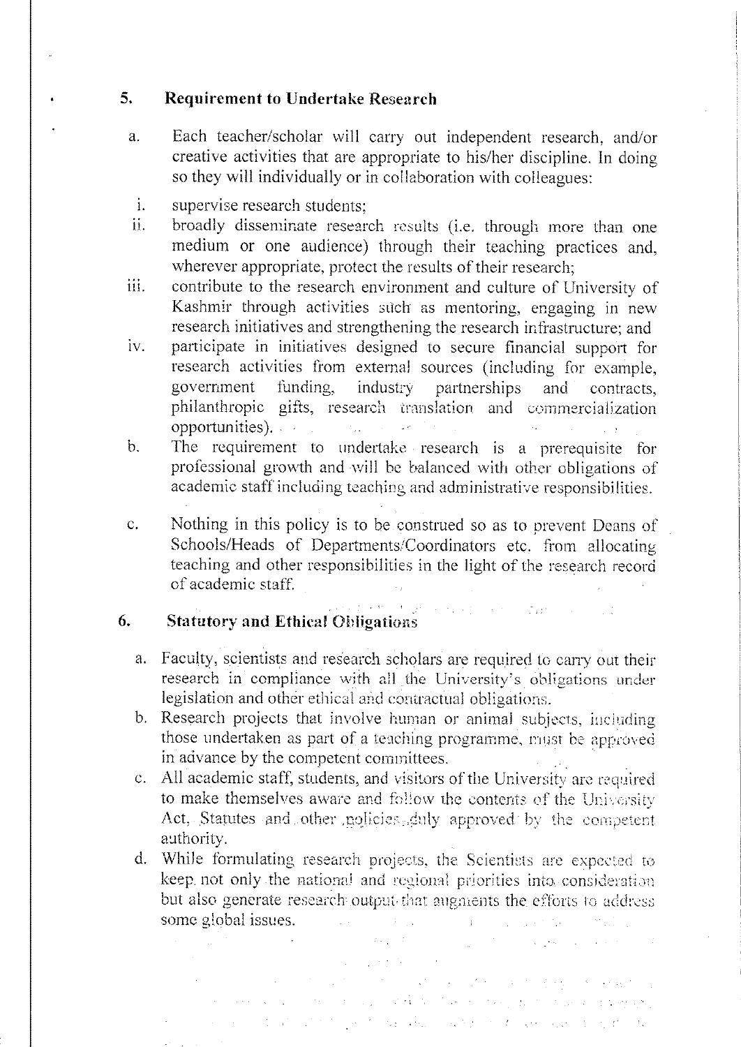## 5. Requirement to Undertake Research

a. Each teacher/scholar will carry out independent research, and/or creative activities that are appropriate to his/her discipline. In doing so they will individually or in collaboration with colleagues:

   i. supervise research students;
   
   ii. broadly disseminate research results (i.e. through more than one medium or one audience) through their teaching practices and, wherever appropriate, protect the results of their research;
   
   iii. contribute to the research environment and culture of University of Kashmir through activities such as mentoring, engaging in new research initiatives and strengthening the research infrastructure; and
   
   iv. participate in initiatives designed to secure financial support for research activities from external sources (including for example, government funding, industry partnerships and contracts, philanthropic gifts, research translation and commercialization opportunities).

b. The requirement to undertake research is a prerequisite for professional growth and will be balanced with other obligations of academic staff including teaching and administrative responsibilities.

c. Nothing in this policy is to be construed so as to prevent Deans of Schools/Heads of Departments/Coordinators etc. from allocating teaching and other responsibilities in the light of the research record of academic staff.

## 6. Statutory and Ethical Obligations

a. Faculty, scientists and research scholars are required to carry out their research in compliance with all the University's obligations under legislation and other ethical and contractual obligations.

b. Research projects that involve human or animal subjects, including those undertaken as part of a teaching programme, must be approved in advance by the competent committees.

c. All academic staff, students, and visitors of the University are required to make themselves aware and follow the contents of the University Act, Statutes and other policies duly approved by the competent authority.

d. While formulating research projects, the Scientists are expected to keep not only the national and regional priorities into consideration but also generate research output that augments the efforts to address some global issues.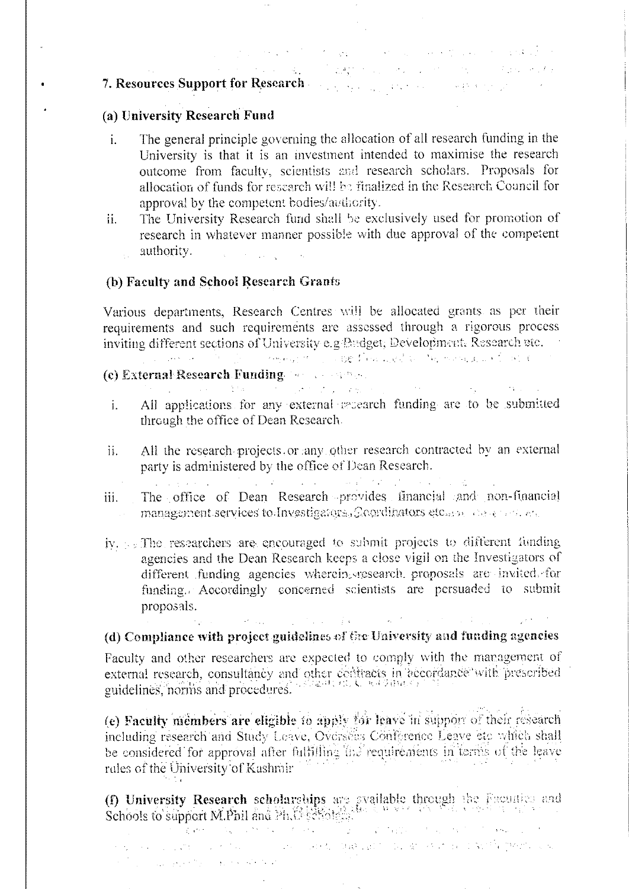## 7. Resources Support for Research

### (a) University Research Fund

i. The general principle governing the allocation of all research funding in the University is that it is an investment intended to maximise the research outcome from faculty, scientists and research scholars. Proposals for allocation of funds for research will be finalized in the Research Council for approval by the competent bodies/authority.

ii. The University Research fund shall be exclusively used for promotion of research in whatever manner possible with due approval of the competent authority.

### (b) Faculty and School Research Grants

Various departments, Research Centres will be allocated grants as per their requirements and such requirements are assessed through a rigorous process inviting different sections of University e.g Budget, Development, Research etc.

### (c) External Research Funding

i. All applications for any external research funding are to be submitted through the office of Dean Research.

ii. All the research projects or any other research contracted by an external party is administered by the office of Dean Research.

iii. The office of Dean Research provides financial and non-financial management services to Investigators, Coordinators etc.

iv. The researchers are encouraged to submit projects to different funding agencies and the Dean Research keeps a close vigil on the Investigators of different funding agencies wherein research proposals are invited for funding. Accordingly concerned scientists are persuaded to submit proposals.

### (d) Compliance with project guidelines of the University and funding agencies

Faculty and other researchers are expected to comply with the management of external research, consultancy and other contracts in accordance with prescribed guidelines, norms and procedures.

**(e) Faculty members are eligible to apply for leave** in support of their research including research and Study Leave, Overseas Conference Leave etc which shall be considered for approval after fulfilling the requirements in terms of the leave rules of the University of Kashmir

**(f) University Research scholarships** are available through the Faculties and Schools to support M.Phil and Ph.D scholars.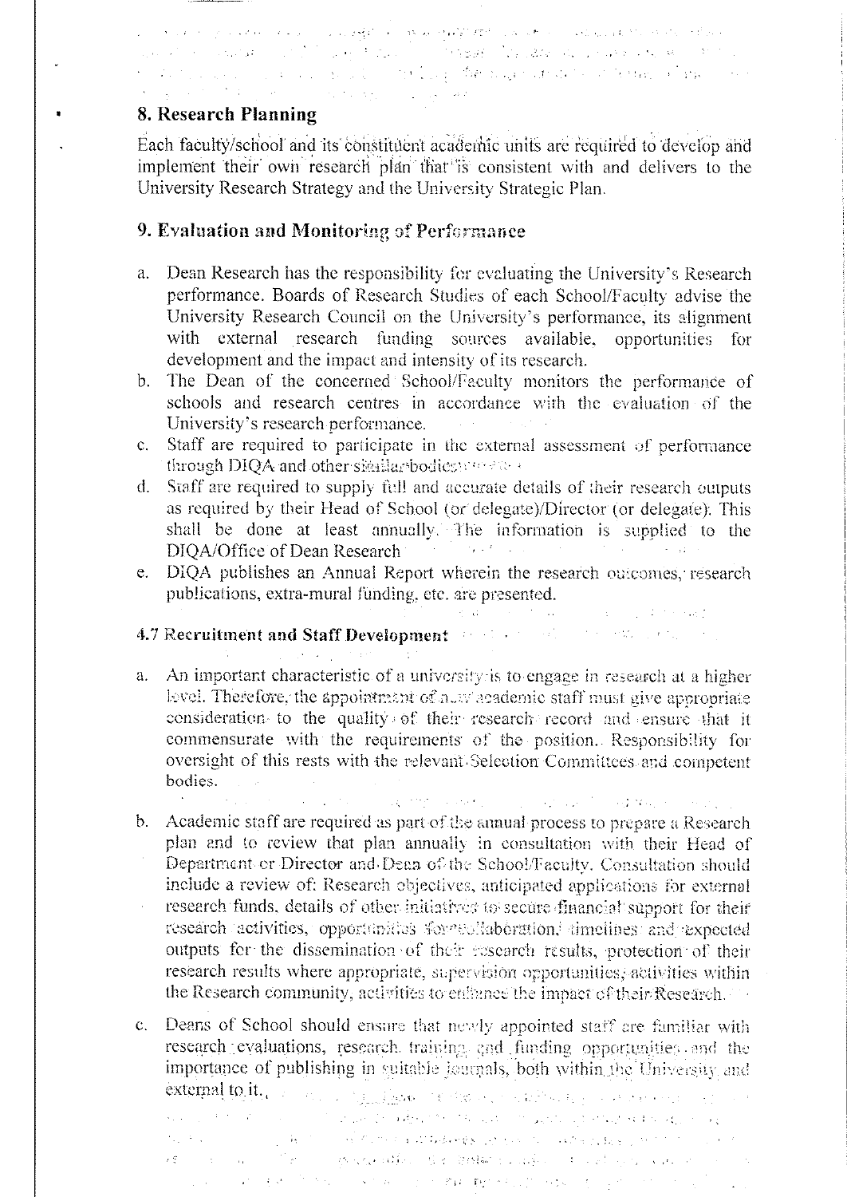## 8. Research Planning

Each faculty/school and its constituent academic units are required to develop and implement their own research plan that is consistent with and delivers to the University Research Strategy and the University Strategic Plan.

## 9. Evaluation and Monitoring of Performance

a. Dean Research has the responsibility for evaluating the University's Research performance. Boards of Research Studies of each School/Faculty advise the University Research Council on the University's performance, its alignment with external research funding sources available, opportunities for development and the impact and intensity of its research.

b. The Dean of the concerned School/Faculty monitors the performance of schools and research centres in accordance with the evaluation of the University's research performance.

c. Staff are required to participate in the external assessment of performance through DIQA and other similar bodies.

d. Staff are required to supply full and accurate details of their research outputs as required by their Head of School (or delegate)/Director (or delegate). This shall be done at least annually. The information is supplied to the DIQA/Office of Dean Research

e. DIQA publishes an Annual Report wherein the research outcomes, research publications, extra-mural funding, etc. are presented.

### 4.7 Recruitment and Staff Development

a. An important characteristic of a university is to engage in research at a higher level. Therefore, the appointment of new academic staff must give appropriate consideration to the quality of their research record and ensure that it commensurate with the requirements of the position. Responsibility for oversight of this rests with the relevant Selection Committees and competent bodies.

b. Academic staff are required as part of the annual process to prepare a Research plan and to review that plan annually in consultation with their Head of Department or Director and Dean of the School/Faculty. Consultation should include a review of: Research objectives, anticipated applications for external research funds, details of other initiatives to secure financial support for their research activities, opportunities for collaboration, timelines and expected outputs for the dissemination of their research results, protection of their research results where appropriate, supervision opportunities, activities within the Research community, activities to enhance the impact of their Research.

c. Deans of School should ensure that newly appointed staff are familiar with research evaluations, research training and funding opportunities and the importance of publishing in suitable journals, both within the University and external to it.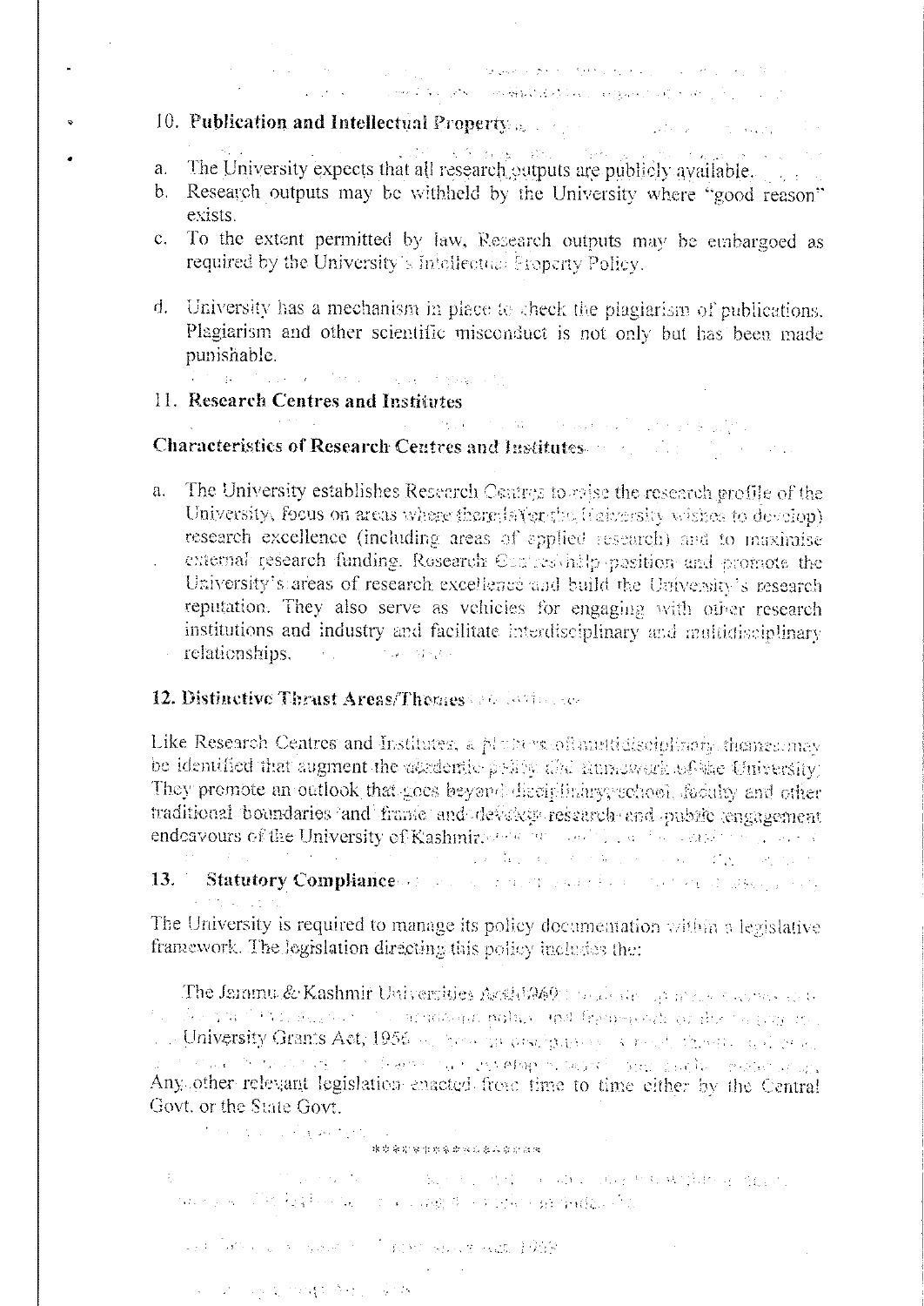10. **Publication and Intellectual Property**

a. The University expects that all research outputs are publicly available.
b. Research outputs may be withheld by the University where "good reason" exists.
c. To the extent permitted by law, Research outputs may be embargoed as required by the University's Intellectual Property Policy.
d. University has a mechanism in place to check the plagiarism of publications. Plagiarism and other scientific misconduct is not only but has been made punishable.

11. **Research Centres and Institutes**

**Characteristics of Research Centres and Institutes**

a. The University establishes Research Centres to raise the research profile of the University, focus on areas where there is (or the University wishes to develop) research excellence (including areas of applied research) and to maximise external research funding. Research Centres help position and promote the University's areas of research excellence and build the University's research reputation. They also serve as vehicles for engaging with other research institutions and industry and facilitate interdisciplinary and multidisciplinary relationships.

**12. Distinctive Thrust Areas/Themes**

Like Research Centres and Institutes, a plethora of multidisciplinary themes may be identified that augment the academic policy and framework of the University. They promote an outlook that goes beyond disciplinary, school, faculty and other traditional boundaries and frame and develop research and public engagement endeavours of the University of Kashmir.

**13. Statutory Compliance**

The University is required to manage its policy documentation within a legislative framework. The legislation directing this policy includes the:

The Jammu & Kashmir Universities Act, 1969

University Grants Act, 1956

Any other relevant legislation enacted from time to time either by the Central Govt. or the State Govt.

***************